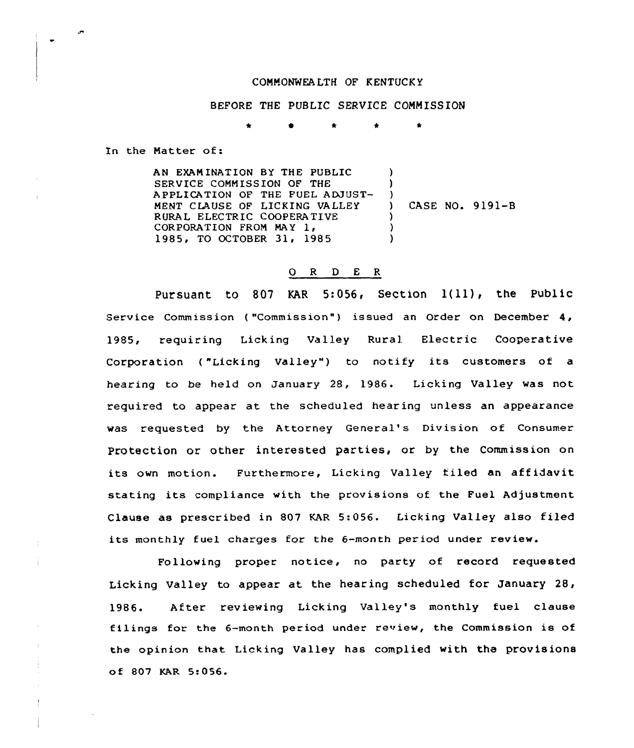COMMONWEALTH OF KENTUCKY

BEFORE THE PUBLIC SERVICE COMMISSION

\* \* \* \* \*

In the Matter of:

AN EXAMINATION BY THE PUBLIC SERVICE COMMISSION OF THE APPLICATION OF THE FUEL ADJUSTMENT CLAUSE OF LICKING VALLEY RURAL ELECTRIC COOPERATIVE CORPORATION FROM MAY 1, 1985, TO OCTOBER 31, 1985 ) CASE NO. 9191-B

O R D E R

Pursuant to 807 KAR 5:056, Section 1(11), the Public Service Commission ("Commission") issued an Order on December 4, 1985, requiring Licking Valley Rural Electric Cooperative Corporation ("Licking Valley") to notify its customers of a hearing to be held on January 28, 1986. Licking Valley was not required to appear at the scheduled hearing unless an appearance was requested by the Attorney General's Division of Consumer Protection or other interested parties, or by the Commission on its own motion. Furthermore, Licking Valley filed an affidavit stating its compliance with the provisions of the Fuel Adjustment Clause as prescribed in 807 KAR 5:056. Licking Valley also filed its monthly fuel charges for the 6-month period under review.

Following proper notice, no party of record requested Licking Valley to appear at the hearing scheduled for January 28, 1986. After reviewing Licking Valley's monthly fuel clause filings for the 6-month period under review, the Commission is of the opinion that Licking Valley has complied with the provisions of 807 KAR 5:056.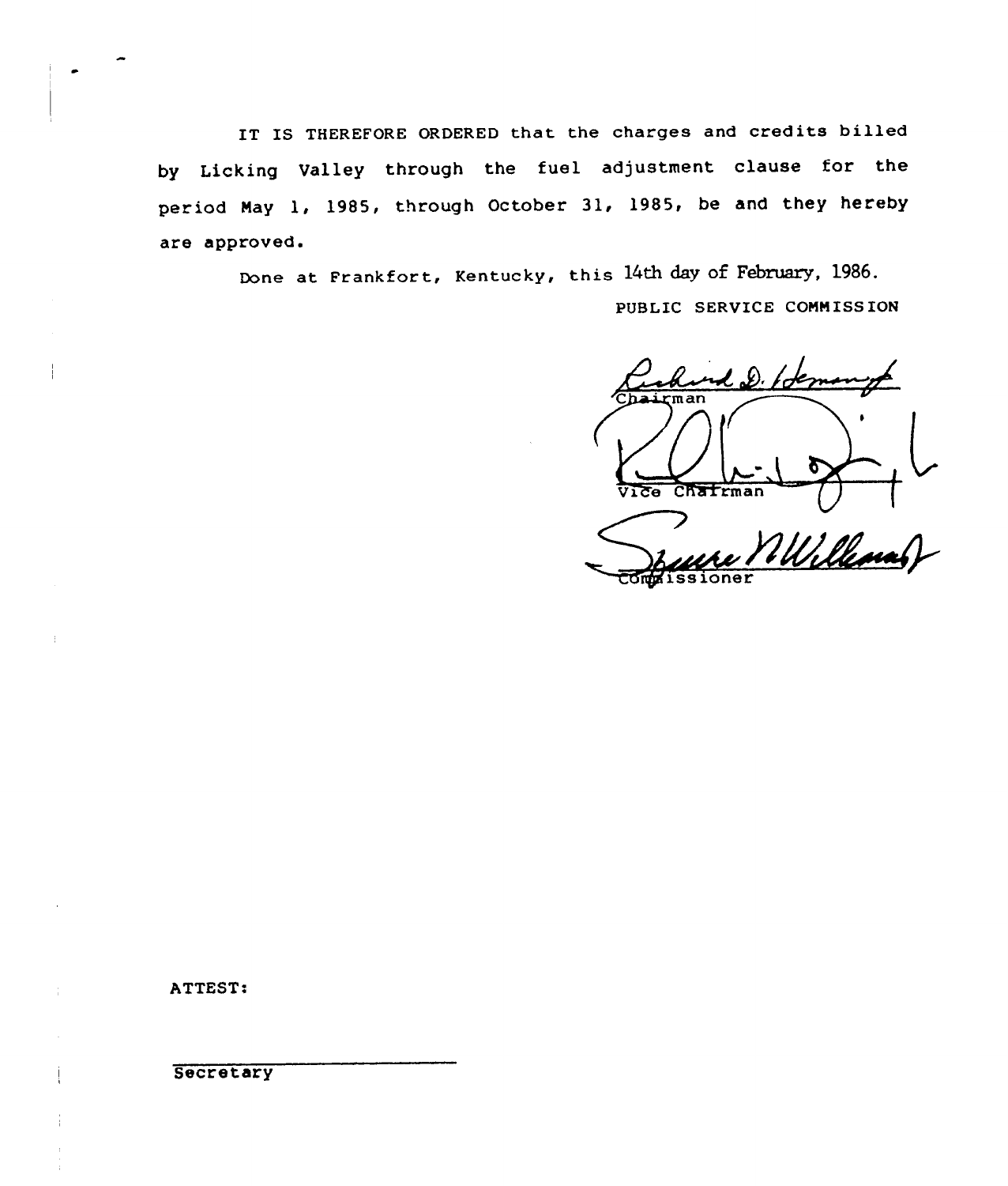IT IS THEREFORE ORDERED that the charges and credits billed by Licking Valley through the fuel adjustment clause for the period May 1, 1985, through October 31, 1985, be and they hereby are approved.

Done at Frankfort, Kentucky, this 14th day of February, 1986.

PUBLIC SERVICE COMMISSION

Chairman

Vice Chairman

Commissioner

ATTEST:

Secretary